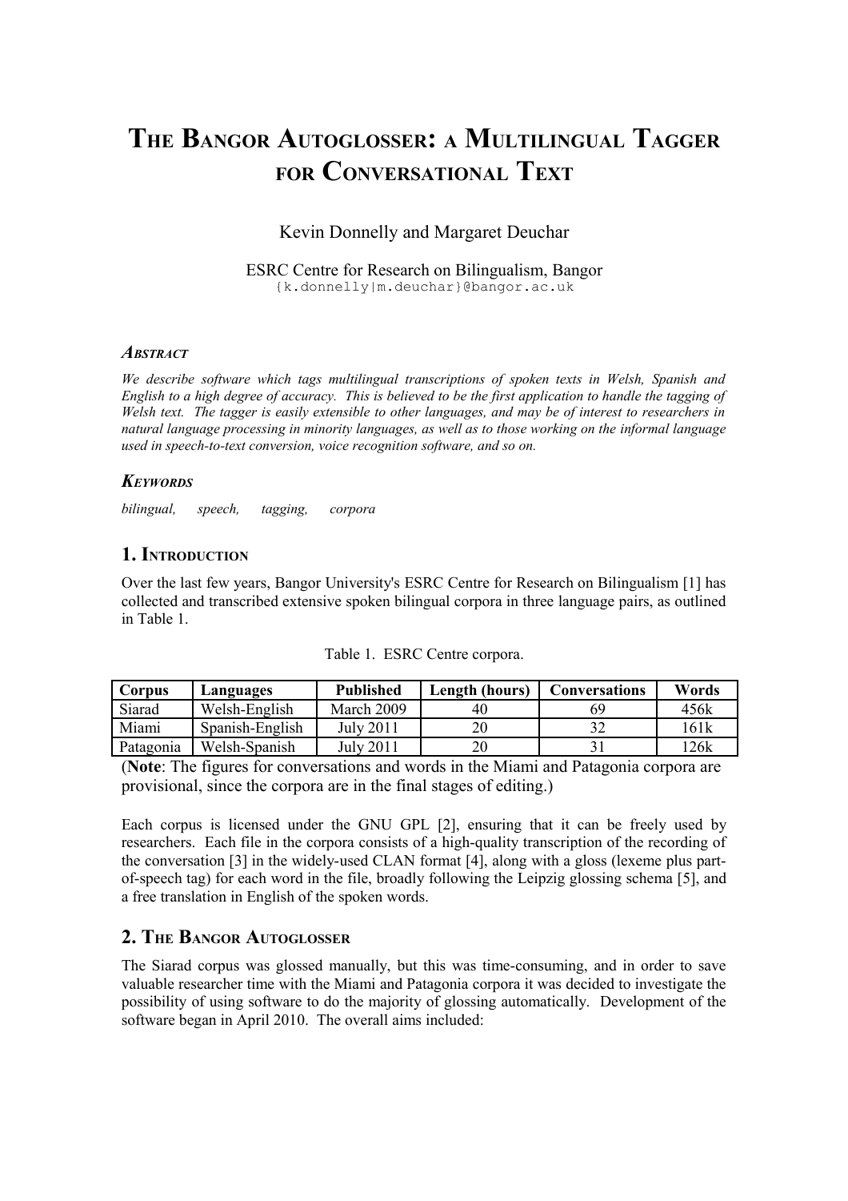# The Bangor Autoglosser: a Multilingual Tagger for Conversational Text

Kevin Donnelly and Margaret Deuchar

ESRC Centre for Research on Bilingualism, Bangor
{k.donnelly|m.deuchar}@bangor.ac.uk

### *Abstract*

*We describe software which tags multilingual transcriptions of spoken texts in Welsh, Spanish and English to a high degree of accuracy. This is believed to be the first application to handle the tagging of Welsh text. The tagger is easily extensible to other languages, and may be of interest to researchers in natural language processing in minority languages, as well as to those working on the informal language used in speech-to-text conversion, voice recognition software, and so on.*

### *Keywords*

*bilingual, speech, tagging, corpora*

## 1. Introduction

Over the last few years, Bangor University's ESRC Centre for Research on Bilingualism [1] has collected and transcribed extensive spoken bilingual corpora in three language pairs, as outlined in Table 1.

Table 1. ESRC Centre corpora.

| Corpus | Languages | Published | Length (hours) | Conversations | Words |
|---|---|---|---|---|---|
| Siarad | Welsh-English | March 2009 | 40 | 69 | 456k |
| Miami | Spanish-English | July 2011 | 20 | 32 | 161k |
| Patagonia | Welsh-Spanish | July 2011 | 20 | 31 | 126k |

(**Note**: The figures for conversations and words in the Miami and Patagonia corpora are provisional, since the corpora are in the final stages of editing.)

Each corpus is licensed under the GNU GPL [2], ensuring that it can be freely used by researchers. Each file in the corpora consists of a high-quality transcription of the recording of the conversation [3] in the widely-used CLAN format [4], along with a gloss (lexeme plus part-of-speech tag) for each word in the file, broadly following the Leipzig glossing schema [5], and a free translation in English of the spoken words.

## 2. The Bangor Autoglosser

The Siarad corpus was glossed manually, but this was time-consuming, and in order to save valuable researcher time with the Miami and Patagonia corpora it was decided to investigate the possibility of using software to do the majority of glossing automatically. Development of the software began in April 2010. The overall aims included: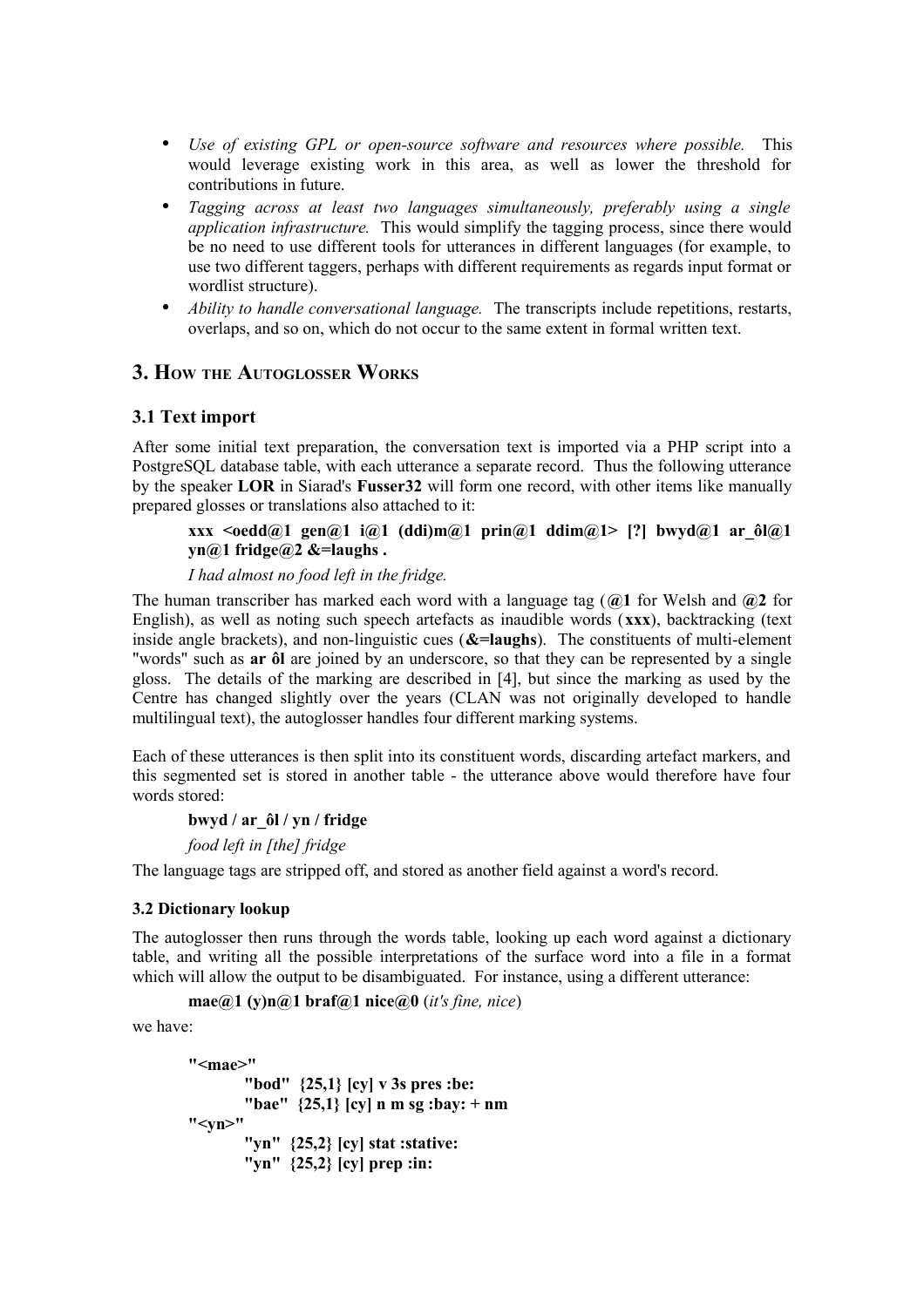- *Use of existing GPL or open-source software and resources where possible.* This would leverage existing work in this area, as well as lower the threshold for contributions in future.
- *Tagging across at least two languages simultaneously, preferably using a single application infrastructure.* This would simplify the tagging process, since there would be no need to use different tools for utterances in different languages (for example, to use two different taggers, perhaps with different requirements as regards input format or wordlist structure).
- *Ability to handle conversational language.* The transcripts include repetitions, restarts, overlaps, and so on, which do not occur to the same extent in formal written text.

## 3. How the Autoglosser Works

### 3.1 Text import

After some initial text preparation, the conversation text is imported via a PHP script into a PostgreSQL database table, with each utterance a separate record. Thus the following utterance by the speaker **LOR** in Siarad's **Fusser32** will form one record, with other items like manually prepared glosses or translations also attached to it:

> **xxx <oedd@1 gen@1 i@1 (ddi)m@1 prin@1 ddim@1> [?] bwyd@1 ar_ôl@1 yn@1 fridge@2 &=laughs .**
>
> *I had almost no food left in the fridge.*

The human transcriber has marked each word with a language tag (**@1** for Welsh and **@2** for English), as well as noting such speech artefacts as inaudible words (**xxx**), backtracking (text inside angle brackets), and non-linguistic cues (**&=laughs**). The constituents of multi-element "words" such as **ar ôl** are joined by an underscore, so that they can be represented by a single gloss. The details of the marking are described in [4], but since the marking as used by the Centre has changed slightly over the years (CLAN was not originally developed to handle multilingual text), the autoglosser handles four different marking systems.

Each of these utterances is then split into its constituent words, discarding artefact markers, and this segmented set is stored in another table - the utterance above would therefore have four words stored:

> **bwyd / ar_ôl / yn / fridge**
>
> *food left in [the] fridge*

The language tags are stripped off, and stored as another field against a word's record.

#### 3.2 Dictionary lookup

The autoglosser then runs through the words table, looking up each word against a dictionary table, and writing all the possible interpretations of the surface word into a file in a format which will allow the output to be disambiguated. For instance, using a different utterance:

> **mae@1 (y)n@1 braf@1 nice@0** (*it's fine, nice*)

we have:

```
"<mae>"
	"bod"  {25,1} [cy] v 3s pres :be:
	"bae"  {25,1} [cy] n m sg :bay: + nm
"<yn>"
	"yn"  {25,2} [cy] stat :stative:
	"yn"  {25,2} [cy] prep :in:
```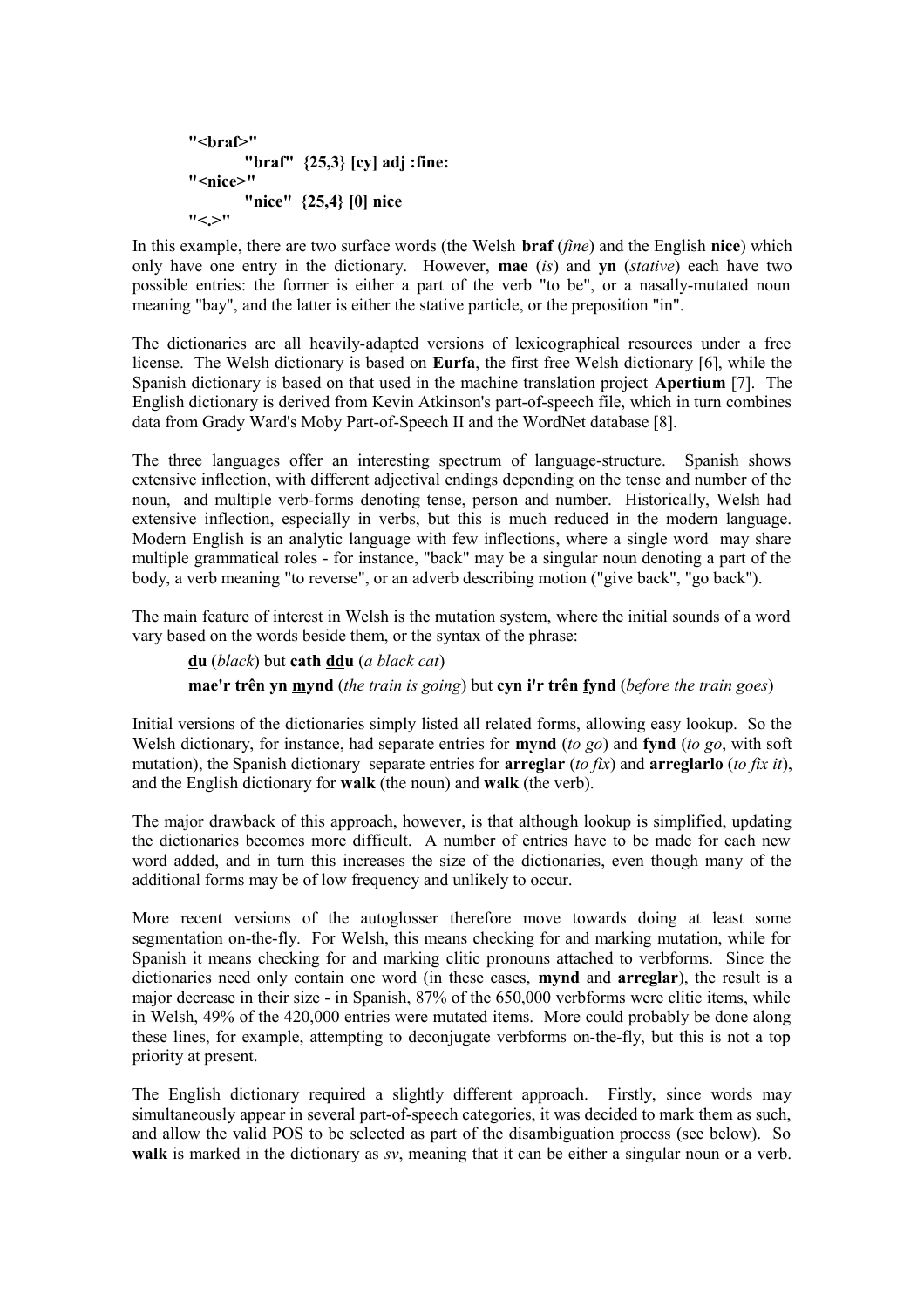```
"<braf>"
        "braf"  {25,3} [cy] adj :fine:
"<nice>"
        "nice"  {25,4} [0] nice
"<.>"
```

In this example, there are two surface words (the Welsh **braf** (*fine*) and the English **nice**) which only have one entry in the dictionary. However, **mae** (*is*) and **yn** (*stative*) each have two possible entries: the former is either a part of the verb "to be", or a nasally-mutated noun meaning "bay", and the latter is either the stative particle, or the preposition "in".

The dictionaries are all heavily-adapted versions of lexicographical resources under a free license. The Welsh dictionary is based on **Eurfa**, the first free Welsh dictionary [6], while the Spanish dictionary is based on that used in the machine translation project **Apertium** [7]. The English dictionary is derived from Kevin Atkinson's part-of-speech file, which in turn combines data from Grady Ward's Moby Part-of-Speech II and the WordNet database [8].

The three languages offer an interesting spectrum of language-structure. Spanish shows extensive inflection, with different adjectival endings depending on the tense and number of the noun, and multiple verb-forms denoting tense, person and number. Historically, Welsh had extensive inflection, especially in verbs, but this is much reduced in the modern language. Modern English is an analytic language with few inflections, where a single word may share multiple grammatical roles - for instance, "back" may be a singular noun denoting a part of the body, a verb meaning "to reverse", or an adverb describing motion ("give back", "go back").

The main feature of interest in Welsh is the mutation system, where the initial sounds of a word vary based on the words beside them, or the syntax of the phrase:

> **<u>d</u>u** (*black*) but **cath <u>dd</u>u** (*a black cat*)
>
> **mae'r trên yn <u>m</u>ynd** (*the train is going*) but **cyn i'r trên <u>f</u>ynd** (*before the train goes*)

Initial versions of the dictionaries simply listed all related forms, allowing easy lookup. So the Welsh dictionary, for instance, had separate entries for **mynd** (*to go*) and **fynd** (*to go*, with soft mutation), the Spanish dictionary separate entries for **arreglar** (*to fix*) and **arreglarlo** (*to fix it*), and the English dictionary for **walk** (the noun) and **walk** (the verb).

The major drawback of this approach, however, is that although lookup is simplified, updating the dictionaries becomes more difficult. A number of entries have to be made for each new word added, and in turn this increases the size of the dictionaries, even though many of the additional forms may be of low frequency and unlikely to occur.

More recent versions of the autoglosser therefore move towards doing at least some segmentation on-the-fly. For Welsh, this means checking for and marking mutation, while for Spanish it means checking for and marking clitic pronouns attached to verbforms. Since the dictionaries need only contain one word (in these cases, **mynd** and **arreglar**), the result is a major decrease in their size - in Spanish, 87% of the 650,000 verbforms were clitic items, while in Welsh, 49% of the 420,000 entries were mutated items. More could probably be done along these lines, for example, attempting to deconjugate verbforms on-the-fly, but this is not a top priority at present.

The English dictionary required a slightly different approach. Firstly, since words may simultaneously appear in several part-of-speech categories, it was decided to mark them as such, and allow the valid POS to be selected as part of the disambiguation process (see below). So **walk** is marked in the dictionary as *sv*, meaning that it can be either a singular noun or a verb.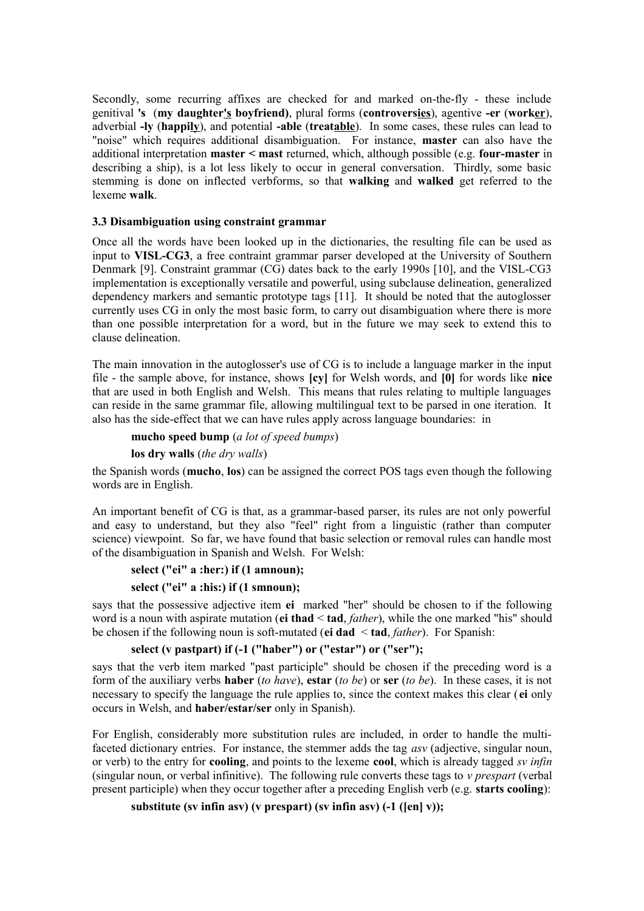Secondly, some recurring affixes are checked for and marked on-the-fly - these include genitival **'s** (**my daughter<u>'s</u> boyfriend)**, plural forms (**controvers<u>ies</u>**), agentive **-er** (**work<u>er</u>**), adverbial **-ly** (**happi<u>ly</u>**), and potential **-able** (**treat<u>able</u>**). In some cases, these rules can lead to "noise" which requires additional disambiguation. For instance, **master** can also have the additional interpretation **master < mast** returned, which, although possible (e.g. **four-master** in describing a ship), is a lot less likely to occur in general conversation. Thirdly, some basic stemming is done on inflected verbforms, so that **walking** and **walked** get referred to the lexeme **walk**.

### 3.3 Disambiguation using constraint grammar

Once all the words have been looked up in the dictionaries, the resulting file can be used as input to **VISL-CG3**, a free contraint grammar parser developed at the University of Southern Denmark [9]. Constraint grammar (CG) dates back to the early 1990s [10], and the VISL-CG3 implementation is exceptionally versatile and powerful, using subclause delineation, generalized dependency markers and semantic prototype tags [11]. It should be noted that the autoglosser currently uses CG in only the most basic form, to carry out disambiguation where there is more than one possible interpretation for a word, but in the future we may seek to extend this to clause delineation.

The main innovation in the autoglosser's use of CG is to include a language marker in the input file - the sample above, for instance, shows **[cy]** for Welsh words, and **[0]** for words like **nice** that are used in both English and Welsh. This means that rules relating to multiple languages can reside in the same grammar file, allowing multilingual text to be parsed in one iteration. It also has the side-effect that we can have rules apply across language boundaries: in

**mucho speed bump** (*a lot of speed bumps*)

**los dry walls** (*the dry walls*)

the Spanish words (**mucho**, **los**) can be assigned the correct POS tags even though the following words are in English.

An important benefit of CG is that, as a grammar-based parser, its rules are not only powerful and easy to understand, but they also "feel" right from a linguistic (rather than computer science) viewpoint. So far, we have found that basic selection or removal rules can handle most of the disambiguation in Spanish and Welsh. For Welsh:

**select ("ei" a :her:) if (1 amnoun);**

**select ("ei" a :his:) if (1 smnoun);**

says that the possessive adjective item **ei** marked "her" should be chosen to if the following word is a noun with aspirate mutation (**ei thad** < **tad**, *father*), while the one marked "his" should be chosen if the following noun is soft-mutated (**ei dad** < **tad**, *father*). For Spanish:

**select (v pastpart) if (-1 ("haber") or ("estar") or ("ser");**

says that the verb item marked "past participle" should be chosen if the preceding word is a form of the auxiliary verbs **haber** (*to have*), **estar** (*to be*) or **ser** (*to be*). In these cases, it is not necessary to specify the language the rule applies to, since the context makes this clear (**ei** only occurs in Welsh, and **haber/estar/ser** only in Spanish).

For English, considerably more substitution rules are included, in order to handle the multi-faceted dictionary entries. For instance, the stemmer adds the tag *asv* (adjective, singular noun, or verb) to the entry for **cooling**, and points to the lexeme **cool**, which is already tagged *sv infin* (singular noun, or verbal infinitive). The following rule converts these tags to *v prespart* (verbal present participle) when they occur together after a preceding English verb (e.g. **starts cooling**):

**substitute (sv infin asv) (v prespart) (sv infin asv) (-1 ([en] v));**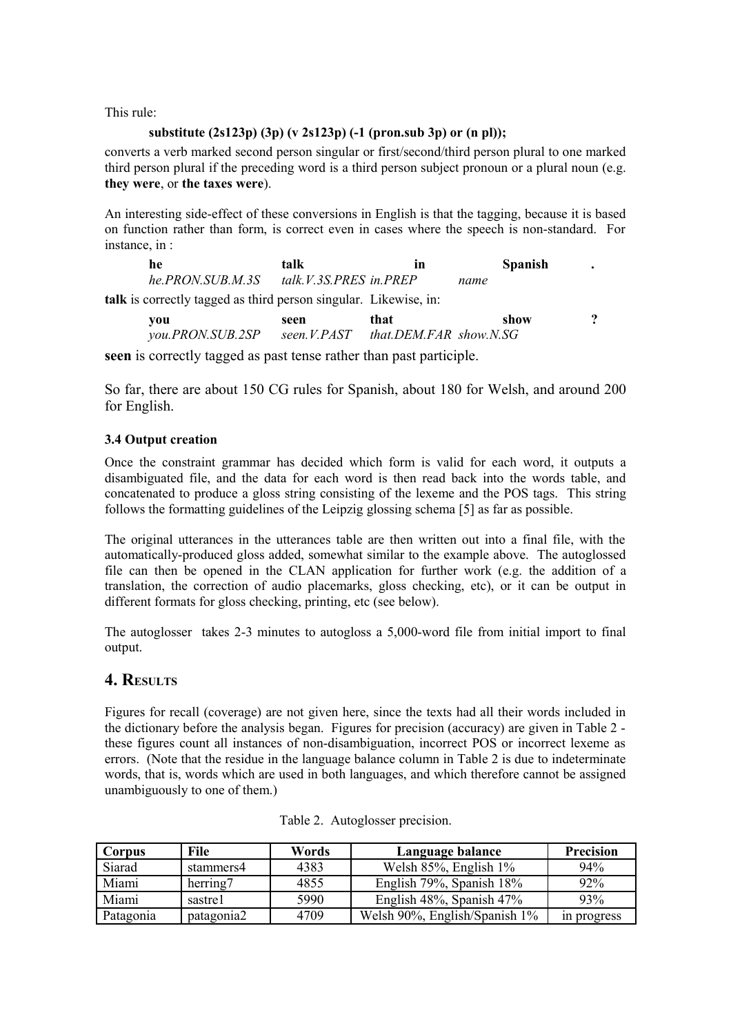This rule:

**substitute (2s123p) (3p) (v 2s123p) (-1 (pron.sub 3p) or (n pl));**

converts a verb marked second person singular or first/second/third person plural to one marked third person plural if the preceding word is a third person subject pronoun or a plural noun (e.g. **they were**, or **the taxes were**).

An interesting side-effect of these conversions in English is that the tagging, because it is based on function rather than form, is correct even in cases where the speech is non-standard. For instance, in :

| **he** | **talk** | **in** | **Spanish** | **.** |
|---|---|---|---|---|
| *he.PRON.SUB.M.3S* | *talk.V.3S.PRES* | *in.PREP* | *name* | |

**talk** is correctly tagged as third person singular. Likewise, in:

| **you** | **seen** | **that** | **show** | **?** |
|---|---|---|---|---|
| *you.PRON.SUB.2SP* | *seen.V.PAST* | *that.DEM.FAR* | *show.N.SG* | |

**seen** is correctly tagged as past tense rather than past participle.

So far, there are about 150 CG rules for Spanish, about 180 for Welsh, and around 200 for English.

#### 3.4 Output creation

Once the constraint grammar has decided which form is valid for each word, it outputs a disambiguated file, and the data for each word is then read back into the words table, and concatenated to produce a gloss string consisting of the lexeme and the POS tags. This string follows the formatting guidelines of the Leipzig glossing schema [5] as far as possible.

The original utterances in the utterances table are then written out into a final file, with the automatically-produced gloss added, somewhat similar to the example above. The autoglossed file can then be opened in the CLAN application for further work (e.g. the addition of a translation, the correction of audio placemarks, gloss checking, etc), or it can be output in different formats for gloss checking, printing, etc (see below).

The autoglosser takes 2-3 minutes to autogloss a 5,000-word file from initial import to final output.

## 4. Results

Figures for recall (coverage) are not given here, since the texts had all their words included in the dictionary before the analysis began. Figures for precision (accuracy) are given in Table 2 - these figures count all instances of non-disambiguation, incorrect POS or incorrect lexeme as errors. (Note that the residue in the language balance column in Table 2 is due to indeterminate words, that is, words which are used in both languages, and which therefore cannot be assigned unambiguously to one of them.)

Table 2. Autoglosser precision.

| Corpus | File | Words | Language balance | Precision |
|---|---|---|---|---|
| Siarad | stammers4 | 4383 | Welsh 85%, English 1% | 94% |
| Miami | herring7 | 4855 | English 79%, Spanish 18% | 92% |
| Miami | sastre1 | 5990 | English 48%, Spanish 47% | 93% |
| Patagonia | patagonia2 | 4709 | Welsh 90%, English/Spanish 1% | in progress |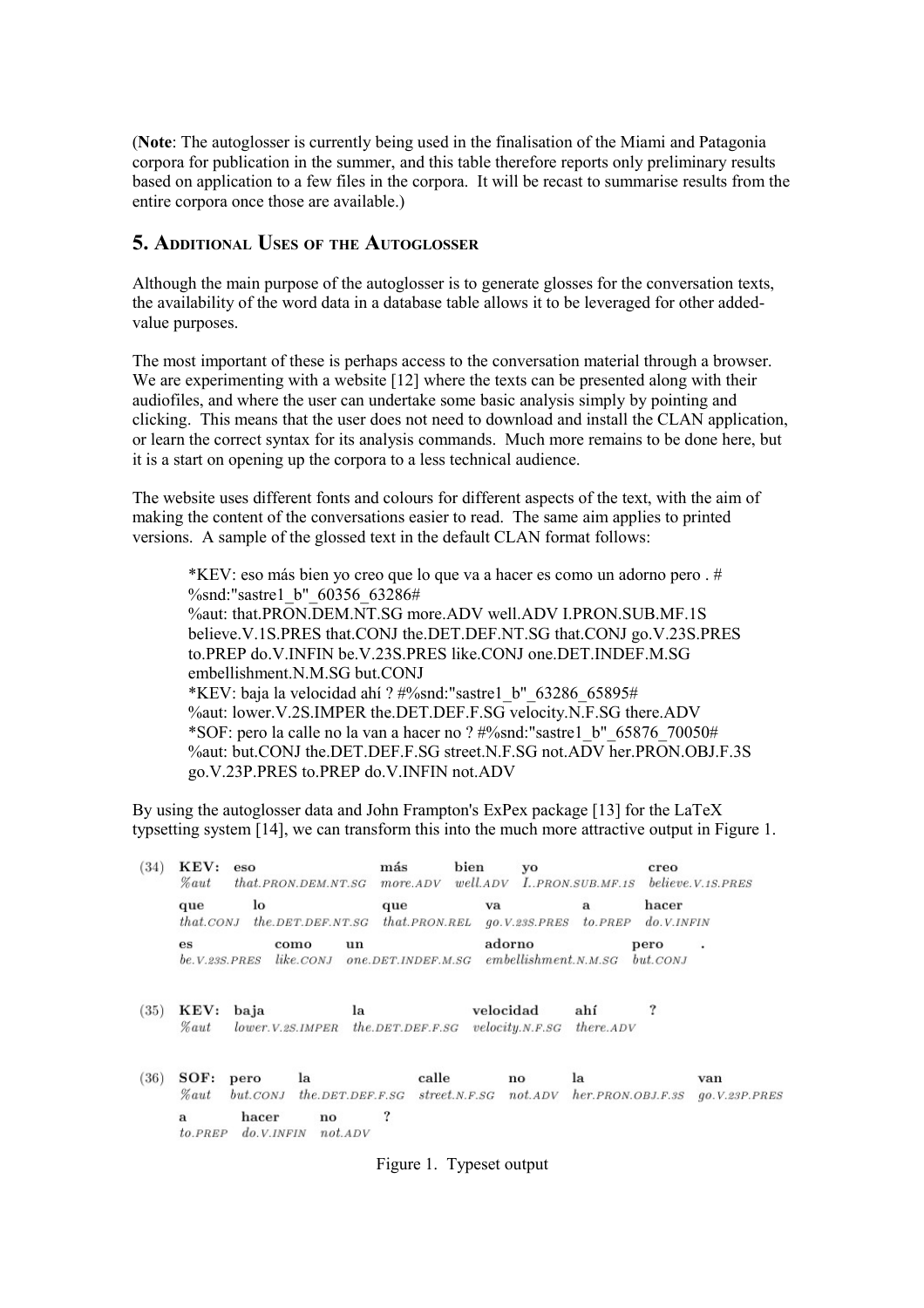(**Note**: The autoglosser is currently being used in the finalisation of the Miami and Patagonia corpora for publication in the summer, and this table therefore reports only preliminary results based on application to a few files in the corpora. It will be recast to summarise results from the entire corpora once those are available.)

## 5. Additional Uses of the Autoglosser

Although the main purpose of the autoglosser is to generate glosses for the conversation texts, the availability of the word data in a database table allows it to be leveraged for other added-value purposes.

The most important of these is perhaps access to the conversation material through a browser. We are experimenting with a website [12] where the texts can be presented along with their audiofiles, and where the user can undertake some basic analysis simply by pointing and clicking. This means that the user does not need to download and install the CLAN application, or learn the correct syntax for its analysis commands. Much more remains to be done here, but it is a start on opening up the corpora to a less technical audience.

The website uses different fonts and colours for different aspects of the text, with the aim of making the content of the conversations easier to read. The same aim applies to printed versions. A sample of the glossed text in the default CLAN format follows:

> *KEV: eso más bien yo creo que lo que va a hacer es como un adorno pero . #%snd:"sastre1_b"_60356_63286#
> %aut: that.PRON.DEM.NT.SG more.ADV well.ADV I.PRON.SUB.MF.1S believe.V.1S.PRES that.CONJ the.DET.DEF.NT.SG that.CONJ go.V.23S.PRES to.PREP do.V.INFIN be.V.23S.PRES like.CONJ one.DET.INDEF.M.SG embellishment.N.M.SG but.CONJ
> *KEV: baja la velocidad ahí ? #%snd:"sastre1_b"_63286_65895#
> %aut: lower.V.2S.IMPER the.DET.DEF.F.SG velocity.N.F.SG there.ADV
> *SOF: pero la calle no la van a hacer no ? #%snd:"sastre1_b"_65876_70050#
> %aut: but.CONJ the.DET.DEF.F.SG street.N.F.SG not.ADV her.PRON.OBJ.F.3S go.V.23P.PRES to.PREP do.V.INFIN not.ADV

By using the autoglosser data and John Frampton's ExPex package [13] for the LaTeX typsetting system [14], we can transform this into the much more attractive output in Figure 1.

(34) **KEV:** eso · más · bien · yo · creo
*%aut* *that*.PRON.DEM.NT.SG · *more*.ADV · *well*.ADV · *I*..PRON.SUB.MF.1S · *believe*.V.1S.PRES
que · lo · que · va · a · hacer
*that*.CONJ · *the*.DET.DEF.NT.SG · *that*.PRON.REL · *go*.V.23S.PRES · *to*.PREP · *do*.V.INFIN
es · como · un · adorno · pero · .
*be*.V.23S.PRES · *like*.CONJ · *one*.DET.INDEF.M.SG · *embellishment*.N.M.SG · *but*.CONJ

(35) **KEV:** baja · la · velocidad · ahí · ?
*%aut* *lower*.V.2S.IMPER · *the*.DET.DEF.F.SG · *velocity*.N.F.SG · *there*.ADV

(36) **SOF:** pero · la · calle · no · la · van
*%aut* *but*.CONJ · *the*.DET.DEF.F.SG · *street*.N.F.SG · *not*.ADV · *her*.PRON.OBJ.F.3S · *go*.V.23P.PRES
a · hacer · no · ?
*to*.PREP · *do*.V.INFIN · *not*.ADV

Figure 1. Typeset output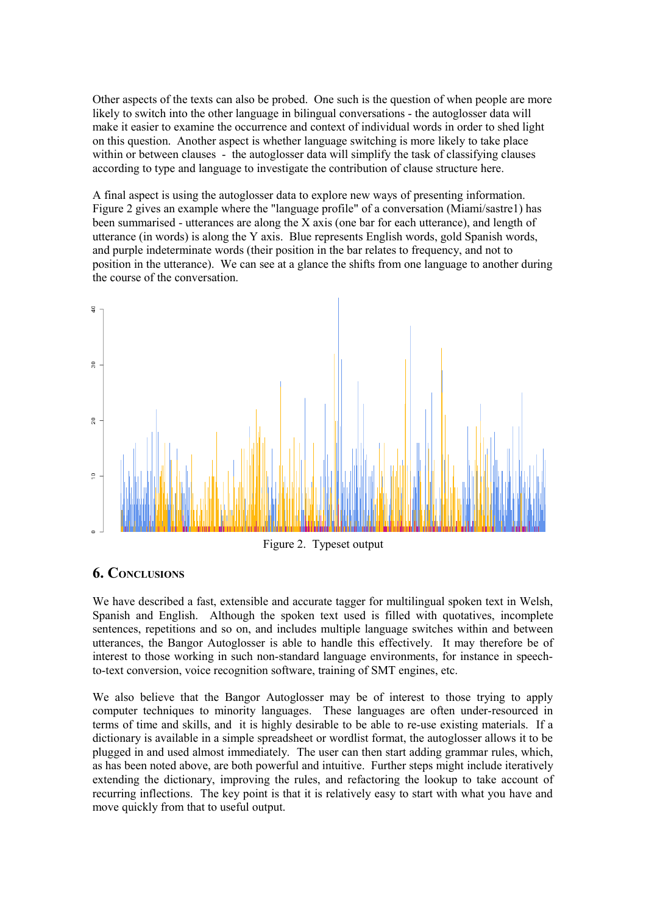Other aspects of the texts can also be probed. One such is the question of when people are more likely to switch into the other language in bilingual conversations - the autoglosser data will make it easier to examine the occurrence and context of individual words in order to shed light on this question. Another aspect is whether language switching is more likely to take place within or between clauses - the autoglosser data will simplify the task of classifying clauses according to type and language to investigate the contribution of clause structure here.

A final aspect is using the autoglosser data to explore new ways of presenting information. Figure 2 gives an example where the "language profile" of a conversation (Miami/sastre1) has been summarised - utterances are along the X axis (one bar for each utterance), and length of utterance (in words) is along the Y axis. Blue represents English words, gold Spanish words, and purple indeterminate words (their position in the bar relates to frequency, and not to position in the utterance). We can see at a glance the shifts from one language to another during the course of the conversation.

Figure 2. Typeset output

## 6. Conclusions

We have described a fast, extensible and accurate tagger for multilingual spoken text in Welsh, Spanish and English. Although the spoken text used is filled with quotatives, incomplete sentences, repetitions and so on, and includes multiple language switches within and between utterances, the Bangor Autoglosser is able to handle this effectively. It may therefore be of interest to those working in such non-standard language environments, for instance in speech-to-text conversion, voice recognition software, training of SMT engines, etc.

We also believe that the Bangor Autoglosser may be of interest to those trying to apply computer techniques to minority languages. These languages are often under-resourced in terms of time and skills, and it is highly desirable to be able to re-use existing materials. If a dictionary is available in a simple spreadsheet or wordlist format, the autoglosser allows it to be plugged in and used almost immediately. The user can then start adding grammar rules, which, as has been noted above, are both powerful and intuitive. Further steps might include iteratively extending the dictionary, improving the rules, and refactoring the lookup to take account of recurring inflections. The key point is that it is relatively easy to start with what you have and move quickly from that to useful output.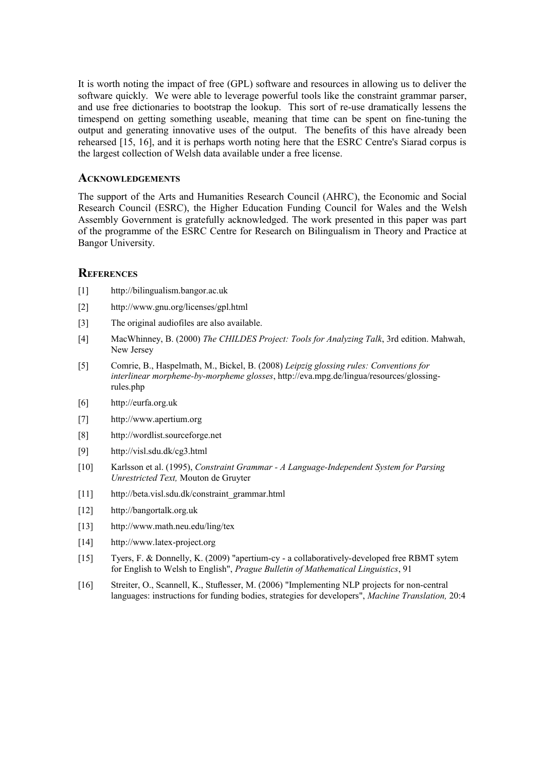It is worth noting the impact of free (GPL) software and resources in allowing us to deliver the software quickly. We were able to leverage powerful tools like the constraint grammar parser, and use free dictionaries to bootstrap the lookup. This sort of re-use dramatically lessens the timespend on getting something useable, meaning that time can be spent on fine-tuning the output and generating innovative uses of the output. The benefits of this have already been rehearsed [15, 16], and it is perhaps worth noting here that the ESRC Centre's Siarad corpus is the largest collection of Welsh data available under a free license.

## Acknowledgements

The support of the Arts and Humanities Research Council (AHRC), the Economic and Social Research Council (ESRC), the Higher Education Funding Council for Wales and the Welsh Assembly Government is gratefully acknowledged. The work presented in this paper was part of the programme of the ESRC Centre for Research on Bilingualism in Theory and Practice at Bangor University.

## References

[1] http://bilingualism.bangor.ac.uk

[2] http://www.gnu.org/licenses/gpl.html

[3] The original audiofiles are also available.

[4] MacWhinney, B. (2000) *The CHILDES Project: Tools for Analyzing Talk*, 3rd edition. Mahwah, New Jersey

[5] Comrie, B., Haspelmath, M., Bickel, B. (2008) *Leipzig glossing rules: Conventions for interlinear morpheme-by-morpheme glosses*, http://eva.mpg.de/lingua/resources/glossing-rules.php

[6] http://eurfa.org.uk

[7] http://www.apertium.org

[8] http://wordlist.sourceforge.net

[9] http://visl.sdu.dk/cg3.html

[10] Karlsson et al. (1995), *Constraint Grammar - A Language-Independent System for Parsing Unrestricted Text,* Mouton de Gruyter

[11] http://beta.visl.sdu.dk/constraint_grammar.html

[12] http://bangortalk.org.uk

[13] http://www.math.neu.edu/ling/tex

[14] http://www.latex-project.org

[15] Tyers, F. & Donnelly, K. (2009) "apertium-cy - a collaboratively-developed free RBMT sytem for English to Welsh to English", *Prague Bulletin of Mathematical Linguistics*, 91

[16] Streiter, O., Scannell, K., Stuflesser, M. (2006) "Implementing NLP projects for non-central languages: instructions for funding bodies, strategies for developers", *Machine Translation,* 20:4